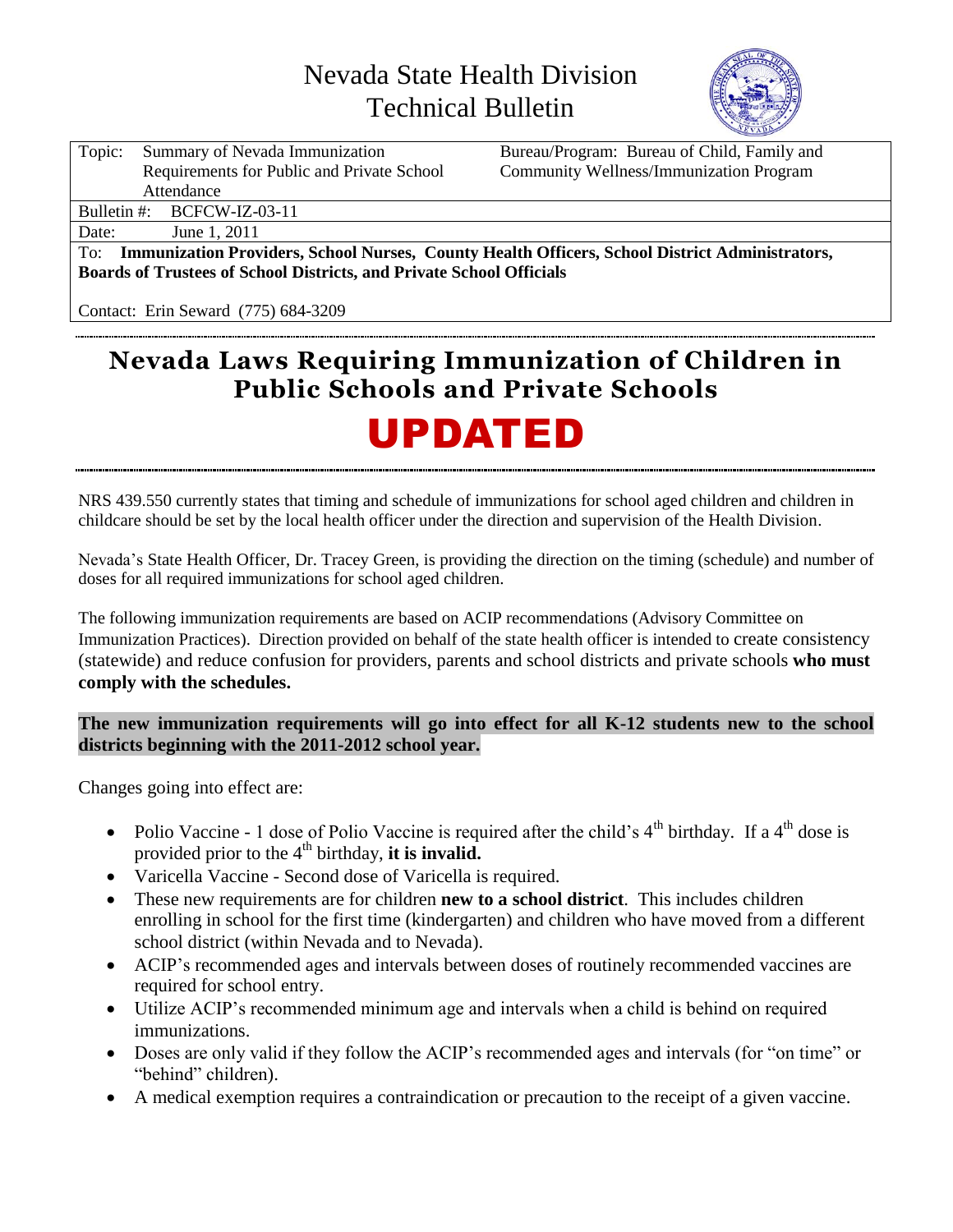# Nevada State Health Division Technical Bulletin

| Topic: Summary of Nevada Immunization Requirements for Public and Private School Attendance | Bureau/Program: Bureau of Child, Family and Community Wellness/Immunization Program |
|---|---|
| Bulletin #: BCFCW-IZ-03-11 | |
| Date: June 1, 2011 | |
| To: **Immunization Providers, School Nurses, County Health Officers, School District Administrators, Boards of Trustees of School Districts, and Private School Officials** | |
| Contact: Erin Seward (775) 684-3209 | |

## Nevada Laws Requiring Immunization of Children in Public Schools and Private Schools

# UPDATED

NRS 439.550 currently states that timing and schedule of immunizations for school aged children and children in childcare should be set by the local health officer under the direction and supervision of the Health Division.

Nevada's State Health Officer, Dr. Tracey Green, is providing the direction on the timing (schedule) and number of doses for all required immunizations for school aged children.

The following immunization requirements are based on ACIP recommendations (Advisory Committee on Immunization Practices). Direction provided on behalf of the state health officer is intended to create consistency (statewide) and reduce confusion for providers, parents and school districts and private schools **who must comply with the schedules.**

**The new immunization requirements will go into effect for all K-12 students new to the school districts beginning with the 2011-2012 school year.**

Changes going into effect are:

- Polio Vaccine - 1 dose of Polio Vaccine is required after the child's 4th birthday. If a 4th dose is provided prior to the 4th birthday, **it is invalid.**
- Varicella Vaccine - Second dose of Varicella is required.
- These new requirements are for children **new to a school district**. This includes children enrolling in school for the first time (kindergarten) and children who have moved from a different school district (within Nevada and to Nevada).
- ACIP's recommended ages and intervals between doses of routinely recommended vaccines are required for school entry.
- Utilize ACIP's recommended minimum age and intervals when a child is behind on required immunizations.
- Doses are only valid if they follow the ACIP's recommended ages and intervals (for "on time" or "behind" children).
- A medical exemption requires a contraindication or precaution to the receipt of a given vaccine.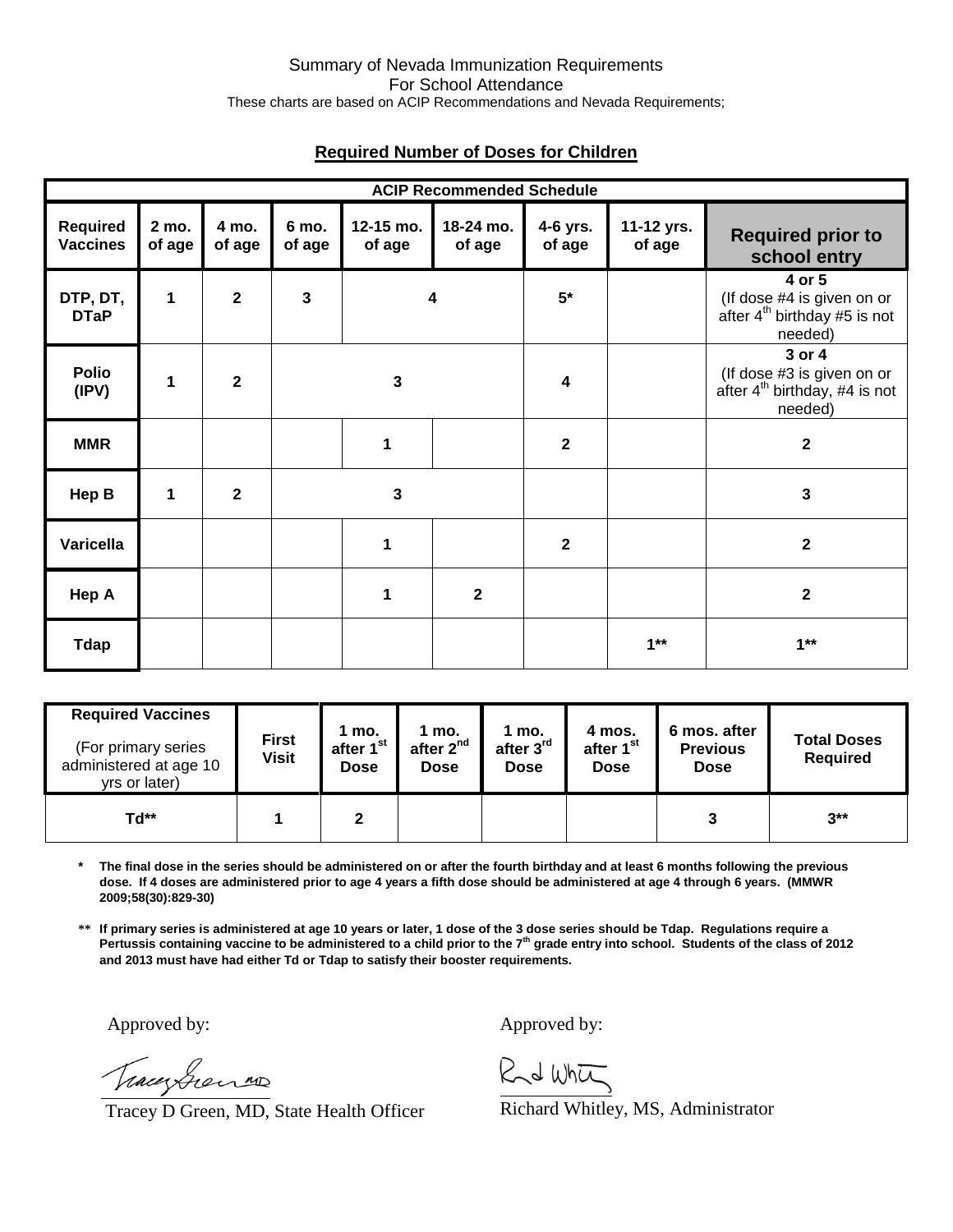Summary of Nevada Immunization Requirements
For School Attendance
These charts are based on ACIP Recommendations and Nevada Requirements;

## Required Number of Doses for Children

| ACIP Recommended Schedule | | | | | | | | |
|---|---|---|---|---|---|---|---|---|
| **Required Vaccines** | **2 mo. of age** | **4 mo. of age** | **6 mo. of age** | **12-15 mo. of age** | **18-24 mo. of age** | **4-6 yrs. of age** | **11-12 yrs. of age** | **Required prior to school entry** |
| **DTP, DT, DTaP** | **1** | **2** | **3** | **4** | | **5*** | | **4 or 5** (If dose #4 is given on or after 4th birthday #5 is not needed) |
| **Polio (IPV)** | **1** | **2** | **3** | | | **4** | | **3 or 4** (If dose #3 is given on or after 4th birthday, #4 is not needed) |
| **MMR** | | | | **1** | | **2** | | **2** |
| **Hep B** | **1** | **2** | **3** | | | | | **3** |
| **Varicella** | | | | **1** | | **2** | | **2** |
| **Hep A** | | | | **1** | **2** | | | **2** |
| **Tdap** | | | | | | | **1**** | **1**** |

| **Required Vaccines** (For primary series administered at age 10 yrs or later) | **First Visit** | **1 mo. after 1st Dose** | **1 mo. after 2nd Dose** | **1 mo. after 3rd Dose** | **4 mos. after 1st Dose** | **6 mos. after Previous Dose** | **Total Doses Required** |
|---|---|---|---|---|---|---|---|
| **Td**** | **1** | **2** | | | | **3** | **3**** |

**\* The final dose in the series should be administered on or after the fourth birthday and at least 6 months following the previous dose. If 4 doses are administered prior to age 4 years a fifth dose should be administered at age 4 through 6 years. (MMWR 2009;58(30):829-30)**

**\*\* If primary series is administered at age 10 years or later, 1 dose of the 3 dose series should be Tdap. Regulations require a Pertussis containing vaccine to be administered to a child prior to the 7th grade entry into school. Students of the class of 2012 and 2013 must have had either Td or Tdap to satisfy their booster requirements.**

Approved by:

Tracey D Green, MD, State Health Officer

Approved by:

Richard Whitley, MS, Administrator